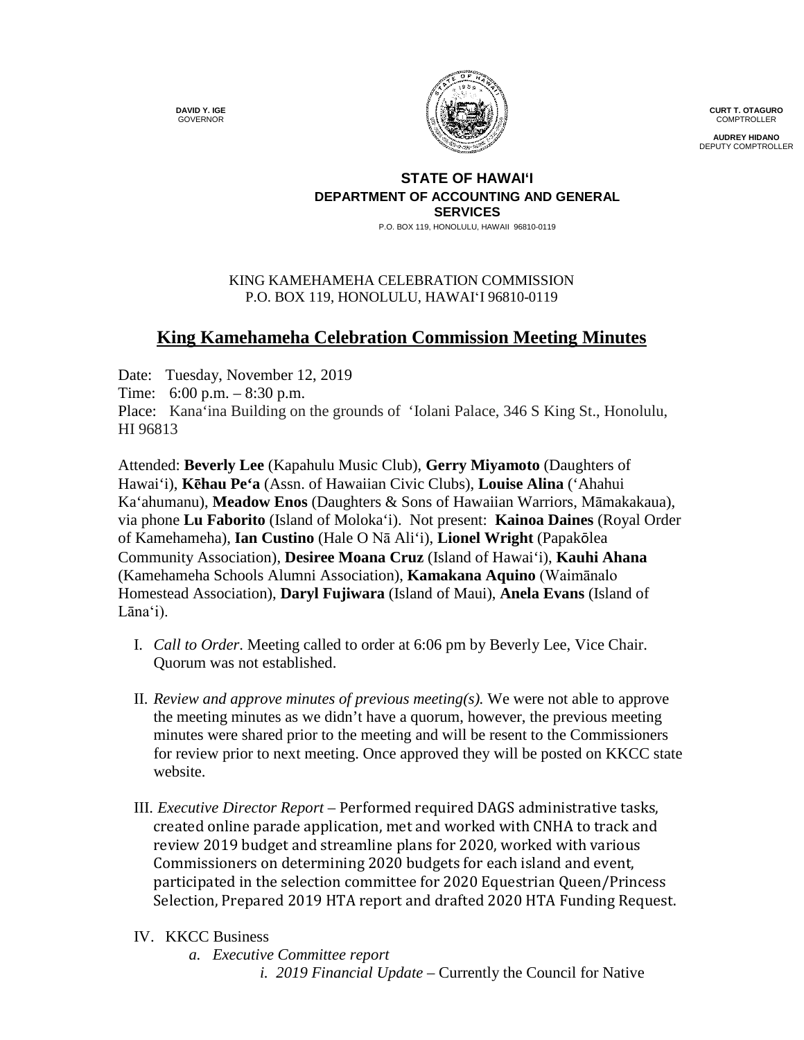**DAVID Y. IGE**
GOVERNOR

**CURT T. OTAGURO**
COMPTROLLER

**AUDREY HIDANO**
DEPUTY COMPTROLLER

**STATE OF HAWAIʻI**
**DEPARTMENT OF ACCOUNTING AND GENERAL SERVICES**
P.O. BOX 119, HONOLULU, HAWAII 96810-0119

KING KAMEHAMEHA CELEBRATION COMMISSION
P.O. BOX 119, HONOLULU, HAWAIʻI 96810-0119

# King Kamehameha Celebration Commission Meeting Minutes

Date: Tuesday, November 12, 2019
Time: 6:00 p.m. – 8:30 p.m.
Place: Kanaʻina Building on the grounds of ʻIolani Palace, 346 S King St., Honolulu, HI 96813

Attended: **Beverly Lee** (Kapahulu Music Club), **Gerry Miyamoto** (Daughters of Hawaiʻi), **Kēhau Peʻa** (Assn. of Hawaiian Civic Clubs), **Louise Alina** (ʻAhahui Kaʻahumanu), **Meadow Enos** (Daughters & Sons of Hawaiian Warriors, Māmakakaua), via phone **Lu Faborito** (Island of Molokaʻi). Not present: **Kainoa Daines** (Royal Order of Kamehameha), **Ian Custino** (Hale O Nā Aliʻi), **Lionel Wright** (Papakōlea Community Association), **Desiree Moana Cruz** (Island of Hawaiʻi), **Kauhi Ahana** (Kamehameha Schools Alumni Association), **Kamakana Aquino** (Waimānalo Homestead Association), **Daryl Fujiwara** (Island of Maui), **Anela Evans** (Island of Lānaʻi).

I. *Call to Order*. Meeting called to order at 6:06 pm by Beverly Lee, Vice Chair. Quorum was not established.

II. *Review and approve minutes of previous meeting(s).* We were not able to approve the meeting minutes as we didn't have a quorum, however, the previous meeting minutes were shared prior to the meeting and will be resent to the Commissioners for review prior to next meeting. Once approved they will be posted on KKCC state website.

III. *Executive Director Report* – Performed required DAGS administrative tasks, created online parade application, met and worked with CNHA to track and review 2019 budget and streamline plans for 2020, worked with various Commissioners on determining 2020 budgets for each island and event, participated in the selection committee for 2020 Equestrian Queen/Princess Selection, Prepared 2019 HTA report and drafted 2020 HTA Funding Request.

IV. KKCC Business
   a. *Executive Committee report*
      i. *2019 Financial Update* – Currently the Council for Native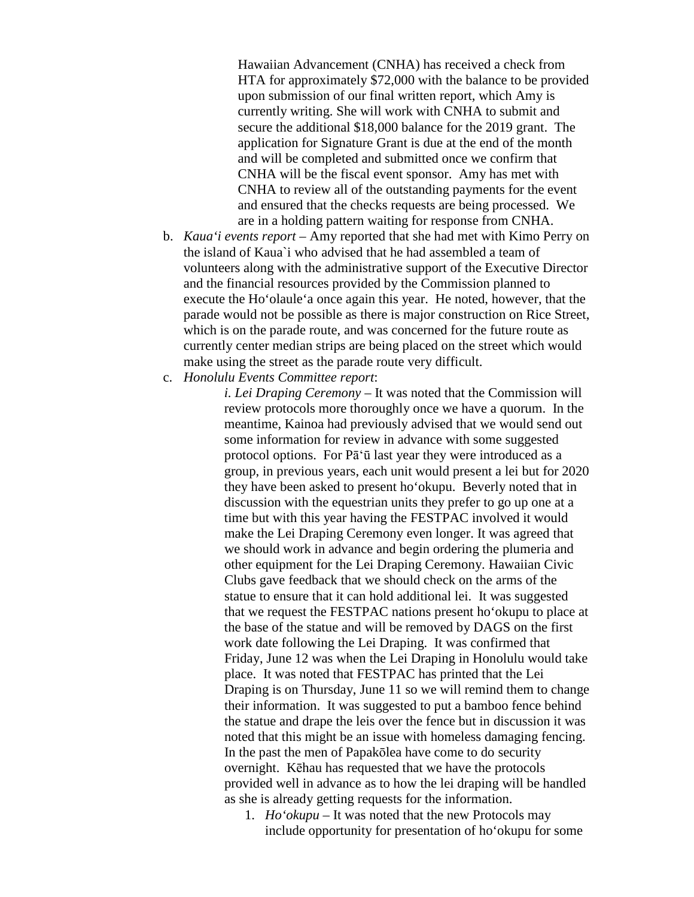Hawaiian Advancement (CNHA) has received a check from HTA for approximately $72,000 with the balance to be provided upon submission of our final written report, which Amy is currently writing. She will work with CNHA to submit and secure the additional $18,000 balance for the 2019 grant. The application for Signature Grant is due at the end of the month and will be completed and submitted once we confirm that CNHA will be the fiscal event sponsor. Amy has met with CNHA to review all of the outstanding payments for the event and ensured that the checks requests are being processed. We are in a holding pattern waiting for response from CNHA.

b. *Kaua'i events report* – Amy reported that she had met with Kimo Perry on the island of Kaua`i who advised that he had assembled a team of volunteers along with the administrative support of the Executive Director and the financial resources provided by the Commission planned to execute the Ho'olaule'a once again this year. He noted, however, that the parade would not be possible as there is major construction on Rice Street, which is on the parade route, and was concerned for the future route as currently center median strips are being placed on the street which would make using the street as the parade route very difficult.

c. *Honolulu Events Committee report*:

*i. Lei Draping Ceremony* – It was noted that the Commission will review protocols more thoroughly once we have a quorum. In the meantime, Kainoa had previously advised that we would send out some information for review in advance with some suggested protocol options. For Pā'ū last year they were introduced as a group, in previous years, each unit would present a lei but for 2020 they have been asked to present ho'okupu. Beverly noted that in discussion with the equestrian units they prefer to go up one at a time but with this year having the FESTPAC involved it would make the Lei Draping Ceremony even longer. It was agreed that we should work in advance and begin ordering the plumeria and other equipment for the Lei Draping Ceremony. Hawaiian Civic Clubs gave feedback that we should check on the arms of the statue to ensure that it can hold additional lei. It was suggested that we request the FESTPAC nations present ho'okupu to place at the base of the statue and will be removed by DAGS on the first work date following the Lei Draping. It was confirmed that Friday, June 12 was when the Lei Draping in Honolulu would take place. It was noted that FESTPAC has printed that the Lei Draping is on Thursday, June 11 so we will remind them to change their information. It was suggested to put a bamboo fence behind the statue and drape the leis over the fence but in discussion it was noted that this might be an issue with homeless damaging fencing. In the past the men of Papakōlea have come to do security overnight. Kēhau has requested that we have the protocols provided well in advance as to how the lei draping will be handled as she is already getting requests for the information.

1. *Ho'okupu* – It was noted that the new Protocols may include opportunity for presentation of ho'okupu for some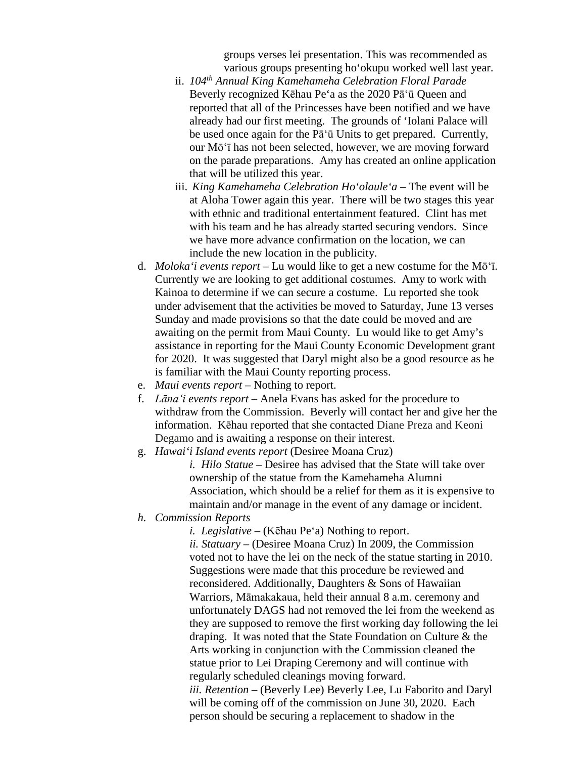groups verses lei presentation. This was recommended as various groups presenting ho'okupu worked well last year.

   ii. *104th Annual King Kamehameha Celebration Floral Parade* Beverly recognized Kēhau Pe'a as the 2020 Pā'ū Queen and reported that all of the Princesses have been notified and we have already had our first meeting. The grounds of 'Iolani Palace will be used once again for the Pā'ū Units to get prepared. Currently, our Mō'ī has not been selected, however, we are moving forward on the parade preparations. Amy has created an online application that will be utilized this year.

   iii. *King Kamehameha Celebration Ho'olaule'a* – The event will be at Aloha Tower again this year. There will be two stages this year with ethnic and traditional entertainment featured. Clint has met with his team and he has already started securing vendors. Since we have more advance confirmation on the location, we can include the new location in the publicity.

d. *Moloka'i events report* – Lu would like to get a new costume for the Mō'ī. Currently we are looking to get additional costumes. Amy to work with Kainoa to determine if we can secure a costume. Lu reported she took under advisement that the activities be moved to Saturday, June 13 verses Sunday and made provisions so that the date could be moved and are awaiting on the permit from Maui County. Lu would like to get Amy's assistance in reporting for the Maui County Economic Development grant for 2020. It was suggested that Daryl might also be a good resource as he is familiar with the Maui County reporting process.

e. *Maui events report* – Nothing to report.

f. *Lāna'i events report* – Anela Evans has asked for the procedure to withdraw from the Commission. Beverly will contact her and give her the information. Kēhau reported that she contacted Diane Preza and Keoni Degamo and is awaiting a response on their interest.

g. *Hawai'i Island events report* (Desiree Moana Cruz)

   *i. Hilo Statue* – Desiree has advised that the State will take over ownership of the statue from the Kamehameha Alumni Association, which should be a relief for them as it is expensive to maintain and/or manage in the event of any damage or incident.

*h. Commission Reports*

   *i. Legislative* – (Kēhau Pe'a) Nothing to report.

   *ii. Statuary* – (Desiree Moana Cruz) In 2009, the Commission voted not to have the lei on the neck of the statue starting in 2010. Suggestions were made that this procedure be reviewed and reconsidered. Additionally, Daughters & Sons of Hawaiian Warriors, Māmakakaua, held their annual 8 a.m. ceremony and unfortunately DAGS had not removed the lei from the weekend as they are supposed to remove the first working day following the lei draping. It was noted that the State Foundation on Culture & the Arts working in conjunction with the Commission cleaned the statue prior to Lei Draping Ceremony and will continue with regularly scheduled cleanings moving forward.

   *iii. Retention* – (Beverly Lee) Beverly Lee, Lu Faborito and Daryl will be coming off of the commission on June 30, 2020. Each person should be securing a replacement to shadow in the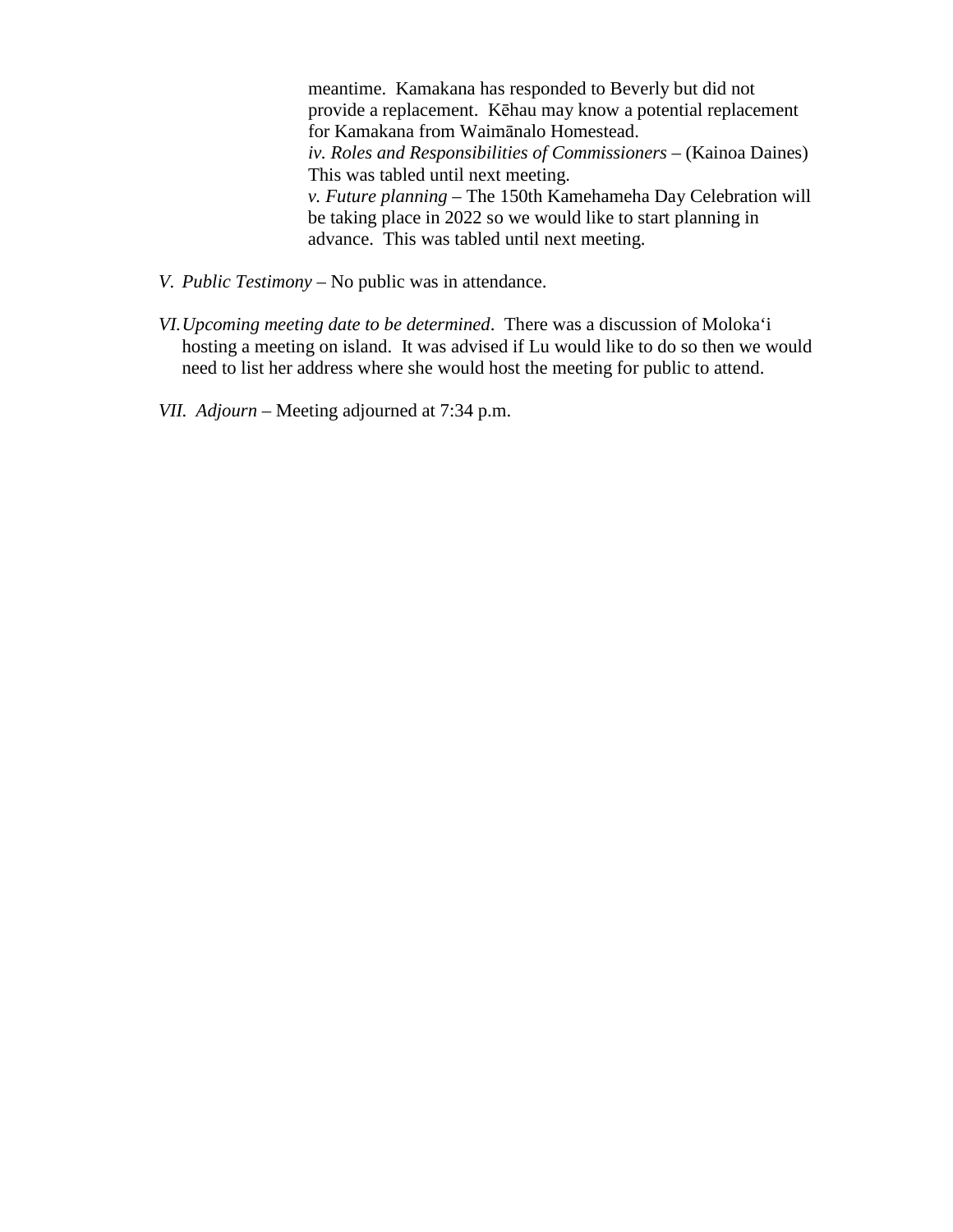meantime. Kamakana has responded to Beverly but did not provide a replacement. Kēhau may know a potential replacement for Kamakana from Waimānalo Homestead.

*iv. Roles and Responsibilities of Commissioners* – (Kainoa Daines) This was tabled until next meeting.

*v. Future planning* – The 150th Kamehameha Day Celebration will be taking place in 2022 so we would like to start planning in advance. This was tabled until next meeting.

*V. Public Testimony* – No public was in attendance.

*VI. Upcoming meeting date to be determined*. There was a discussion of Molokaʻi hosting a meeting on island. It was advised if Lu would like to do so then we would need to list her address where she would host the meeting for public to attend.

*VII. Adjourn* – Meeting adjourned at 7:34 p.m.